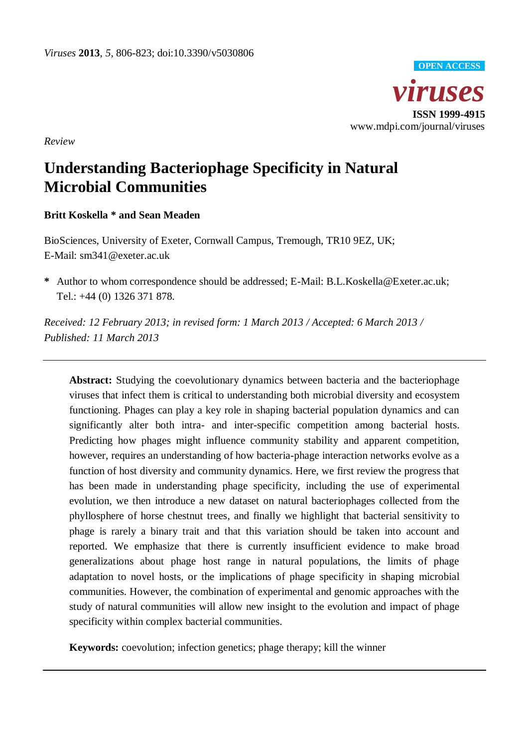*Viruses* **2013**, *5*, 806-823; doi:10.3390/v5030806

**OPEN ACCESS**

***viruses***

**ISSN 1999-4915**

www.mdpi.com/journal/viruses

*Review*

# Understanding Bacteriophage Specificity in Natural Microbial Communities

**Britt Koskella \* and Sean Meaden**

BioSciences, University of Exeter, Cornwall Campus, Tremough, TR10 9EZ, UK; E-Mail: sm341@exeter.ac.uk

**\*** Author to whom correspondence should be addressed; E-Mail: B.L.Koskella@Exeter.ac.uk; Tel.: +44 (0) 1326 371 878.

*Received: 12 February 2013; in revised form: 1 March 2013 / Accepted: 6 March 2013 / Published: 11 March 2013*

---

**Abstract:** Studying the coevolutionary dynamics between bacteria and the bacteriophage viruses that infect them is critical to understanding both microbial diversity and ecosystem functioning. Phages can play a key role in shaping bacterial population dynamics and can significantly alter both intra- and inter-specific competition among bacterial hosts. Predicting how phages might influence community stability and apparent competition, however, requires an understanding of how bacteria-phage interaction networks evolve as a function of host diversity and community dynamics. Here, we first review the progress that has been made in understanding phage specificity, including the use of experimental evolution, we then introduce a new dataset on natural bacteriophages collected from the phyllosphere of horse chestnut trees, and finally we highlight that bacterial sensitivity to phage is rarely a binary trait and that this variation should be taken into account and reported. We emphasize that there is currently insufficient evidence to make broad generalizations about phage host range in natural populations, the limits of phage adaptation to novel hosts, or the implications of phage specificity in shaping microbial communities. However, the combination of experimental and genomic approaches with the study of natural communities will allow new insight to the evolution and impact of phage specificity within complex bacterial communities.

**Keywords:** coevolution; infection genetics; phage therapy; kill the winner

---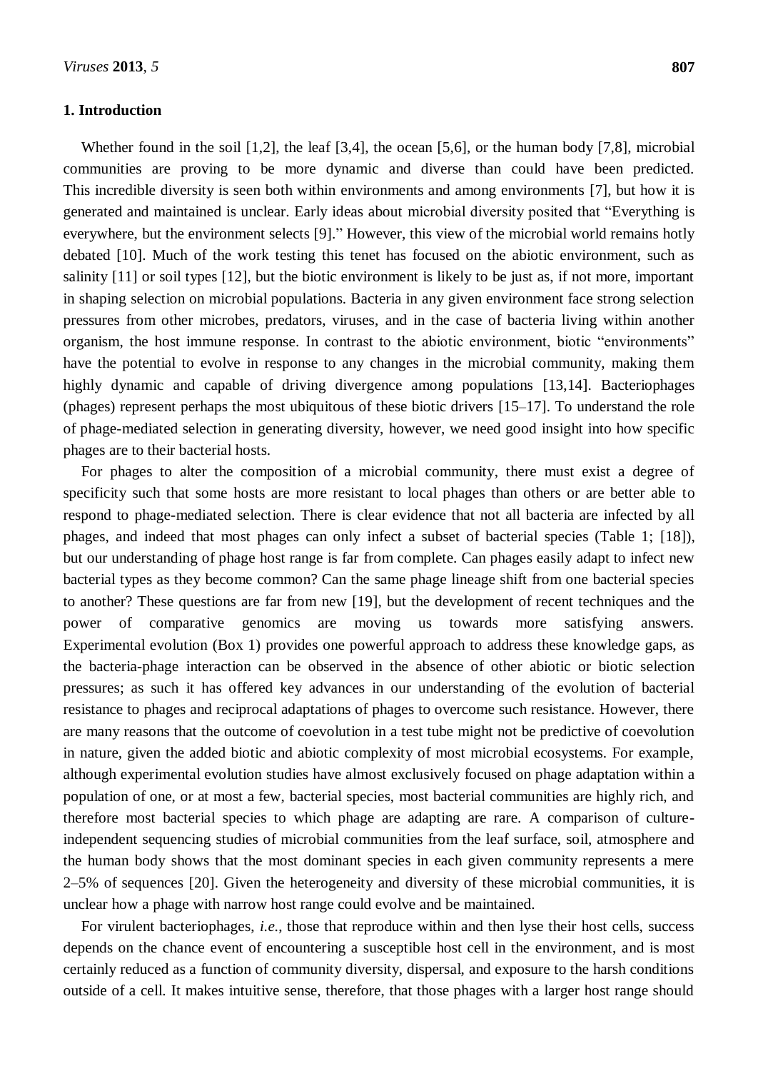## 1. Introduction

Whether found in the soil [1,2], the leaf [3,4], the ocean [5,6], or the human body [7,8], microbial communities are proving to be more dynamic and diverse than could have been predicted. This incredible diversity is seen both within environments and among environments [7], but how it is generated and maintained is unclear. Early ideas about microbial diversity posited that "Everything is everywhere, but the environment selects [9]." However, this view of the microbial world remains hotly debated [10]. Much of the work testing this tenet has focused on the abiotic environment, such as salinity [11] or soil types [12], but the biotic environment is likely to be just as, if not more, important in shaping selection on microbial populations. Bacteria in any given environment face strong selection pressures from other microbes, predators, viruses, and in the case of bacteria living within another organism, the host immune response. In contrast to the abiotic environment, biotic "environments" have the potential to evolve in response to any changes in the microbial community, making them highly dynamic and capable of driving divergence among populations [13,14]. Bacteriophages (phages) represent perhaps the most ubiquitous of these biotic drivers [15–17]. To understand the role of phage-mediated selection in generating diversity, however, we need good insight into how specific phages are to their bacterial hosts.

For phages to alter the composition of a microbial community, there must exist a degree of specificity such that some hosts are more resistant to local phages than others or are better able to respond to phage-mediated selection. There is clear evidence that not all bacteria are infected by all phages, and indeed that most phages can only infect a subset of bacterial species (Table 1; [18]), but our understanding of phage host range is far from complete. Can phages easily adapt to infect new bacterial types as they become common? Can the same phage lineage shift from one bacterial species to another? These questions are far from new [19], but the development of recent techniques and the power of comparative genomics are moving us towards more satisfying answers. Experimental evolution (Box 1) provides one powerful approach to address these knowledge gaps, as the bacteria-phage interaction can be observed in the absence of other abiotic or biotic selection pressures; as such it has offered key advances in our understanding of the evolution of bacterial resistance to phages and reciprocal adaptations of phages to overcome such resistance. However, there are many reasons that the outcome of coevolution in a test tube might not be predictive of coevolution in nature, given the added biotic and abiotic complexity of most microbial ecosystems. For example, although experimental evolution studies have almost exclusively focused on phage adaptation within a population of one, or at most a few, bacterial species, most bacterial communities are highly rich, and therefore most bacterial species to which phage are adapting are rare. A comparison of culture-independent sequencing studies of microbial communities from the leaf surface, soil, atmosphere and the human body shows that the most dominant species in each given community represents a mere 2–5% of sequences [20]. Given the heterogeneity and diversity of these microbial communities, it is unclear how a phage with narrow host range could evolve and be maintained.

For virulent bacteriophages, *i.e.*, those that reproduce within and then lyse their host cells, success depends on the chance event of encountering a susceptible host cell in the environment, and is most certainly reduced as a function of community diversity, dispersal, and exposure to the harsh conditions outside of a cell. It makes intuitive sense, therefore, that those phages with a larger host range should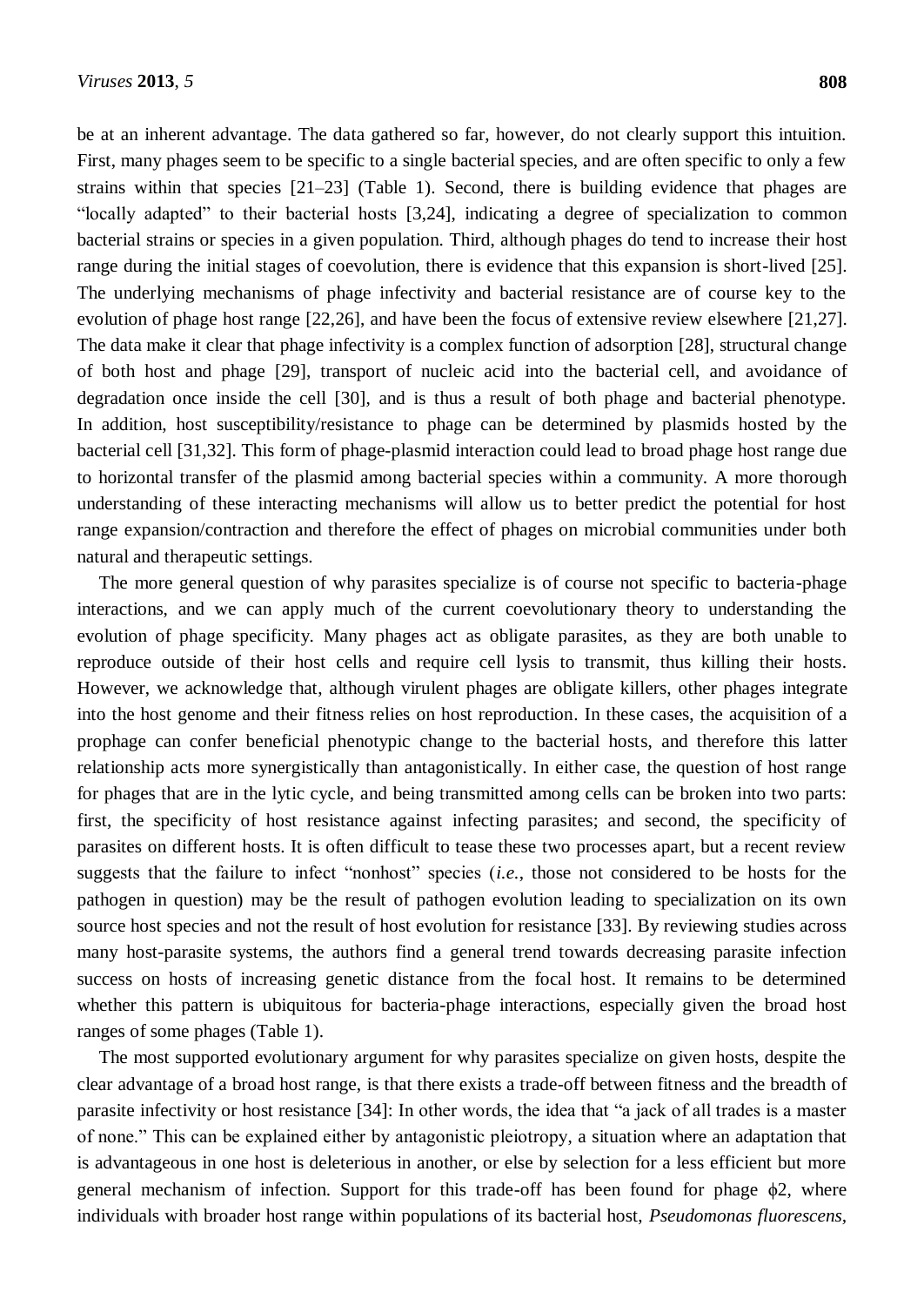be at an inherent advantage. The data gathered so far, however, do not clearly support this intuition. First, many phages seem to be specific to a single bacterial species, and are often specific to only a few strains within that species [21–23] (Table 1). Second, there is building evidence that phages are "locally adapted" to their bacterial hosts [3,24], indicating a degree of specialization to common bacterial strains or species in a given population. Third, although phages do tend to increase their host range during the initial stages of coevolution, there is evidence that this expansion is short-lived [25]. The underlying mechanisms of phage infectivity and bacterial resistance are of course key to the evolution of phage host range [22,26], and have been the focus of extensive review elsewhere [21,27]. The data make it clear that phage infectivity is a complex function of adsorption [28], structural change of both host and phage [29], transport of nucleic acid into the bacterial cell, and avoidance of degradation once inside the cell [30], and is thus a result of both phage and bacterial phenotype. In addition, host susceptibility/resistance to phage can be determined by plasmids hosted by the bacterial cell [31,32]. This form of phage-plasmid interaction could lead to broad phage host range due to horizontal transfer of the plasmid among bacterial species within a community. A more thorough understanding of these interacting mechanisms will allow us to better predict the potential for host range expansion/contraction and therefore the effect of phages on microbial communities under both natural and therapeutic settings.

The more general question of why parasites specialize is of course not specific to bacteria-phage interactions, and we can apply much of the current coevolutionary theory to understanding the evolution of phage specificity. Many phages act as obligate parasites, as they are both unable to reproduce outside of their host cells and require cell lysis to transmit, thus killing their hosts. However, we acknowledge that, although virulent phages are obligate killers, other phages integrate into the host genome and their fitness relies on host reproduction. In these cases, the acquisition of a prophage can confer beneficial phenotypic change to the bacterial hosts, and therefore this latter relationship acts more synergistically than antagonistically. In either case, the question of host range for phages that are in the lytic cycle, and being transmitted among cells can be broken into two parts: first, the specificity of host resistance against infecting parasites; and second, the specificity of parasites on different hosts. It is often difficult to tease these two processes apart, but a recent review suggests that the failure to infect "nonhost" species (*i.e.*, those not considered to be hosts for the pathogen in question) may be the result of pathogen evolution leading to specialization on its own source host species and not the result of host evolution for resistance [33]. By reviewing studies across many host-parasite systems, the authors find a general trend towards decreasing parasite infection success on hosts of increasing genetic distance from the focal host. It remains to be determined whether this pattern is ubiquitous for bacteria-phage interactions, especially given the broad host ranges of some phages (Table 1).

The most supported evolutionary argument for why parasites specialize on given hosts, despite the clear advantage of a broad host range, is that there exists a trade-off between fitness and the breadth of parasite infectivity or host resistance [34]: In other words, the idea that "a jack of all trades is a master of none." This can be explained either by antagonistic pleiotropy, a situation where an adaptation that is advantageous in one host is deleterious in another, or else by selection for a less efficient but more general mechanism of infection. Support for this trade-off has been found for phage ϕ2, where individuals with broader host range within populations of its bacterial host, *Pseudomonas fluorescens*,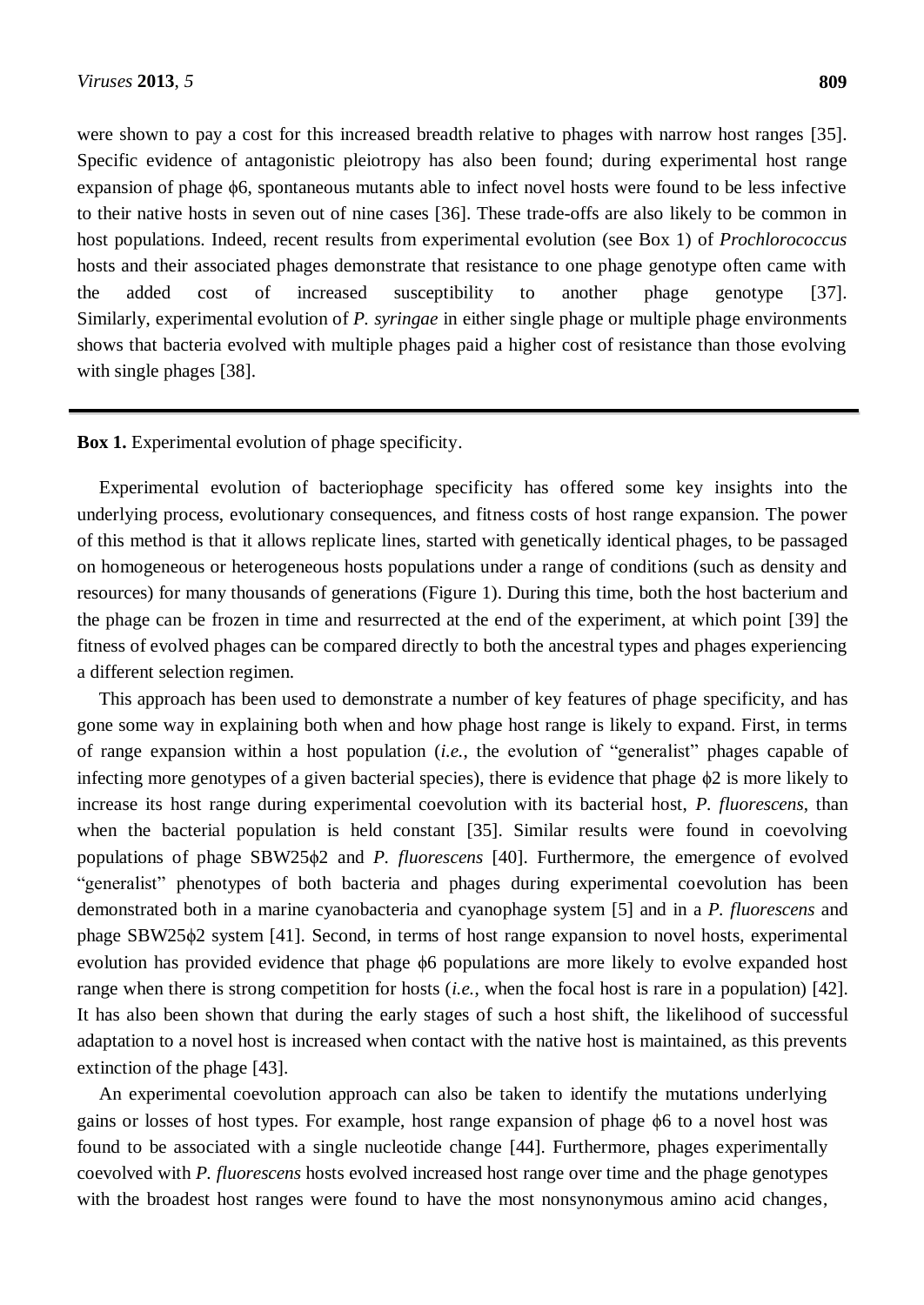were shown to pay a cost for this increased breadth relative to phages with narrow host ranges [35]. Specific evidence of antagonistic pleiotropy has also been found; during experimental host range expansion of phage ϕ6, spontaneous mutants able to infect novel hosts were found to be less infective to their native hosts in seven out of nine cases [36]. These trade-offs are also likely to be common in host populations. Indeed, recent results from experimental evolution (see Box 1) of *Prochlorococcus* hosts and their associated phages demonstrate that resistance to one phage genotype often came with the added cost of increased susceptibility to another phage genotype [37]. Similarly, experimental evolution of *P. syringae* in either single phage or multiple phage environments shows that bacteria evolved with multiple phages paid a higher cost of resistance than those evolving with single phages [38].

---

**Box 1.** Experimental evolution of phage specificity.

Experimental evolution of bacteriophage specificity has offered some key insights into the underlying process, evolutionary consequences, and fitness costs of host range expansion. The power of this method is that it allows replicate lines, started with genetically identical phages, to be passaged on homogeneous or heterogeneous hosts populations under a range of conditions (such as density and resources) for many thousands of generations (Figure 1). During this time, both the host bacterium and the phage can be frozen in time and resurrected at the end of the experiment, at which point [39] the fitness of evolved phages can be compared directly to both the ancestral types and phages experiencing a different selection regimen.

This approach has been used to demonstrate a number of key features of phage specificity, and has gone some way in explaining both when and how phage host range is likely to expand. First, in terms of range expansion within a host population (*i.e.*, the evolution of "generalist" phages capable of infecting more genotypes of a given bacterial species), there is evidence that phage ϕ2 is more likely to increase its host range during experimental coevolution with its bacterial host, *P. fluorescens*, than when the bacterial population is held constant [35]. Similar results were found in coevolving populations of phage SBW25ϕ2 and *P. fluorescens* [40]. Furthermore, the emergence of evolved "generalist" phenotypes of both bacteria and phages during experimental coevolution has been demonstrated both in a marine cyanobacteria and cyanophage system [5] and in a *P. fluorescens* and phage SBW25ϕ2 system [41]. Second, in terms of host range expansion to novel hosts, experimental evolution has provided evidence that phage ϕ6 populations are more likely to evolve expanded host range when there is strong competition for hosts (*i.e.*, when the focal host is rare in a population) [42]. It has also been shown that during the early stages of such a host shift, the likelihood of successful adaptation to a novel host is increased when contact with the native host is maintained, as this prevents extinction of the phage [43].

An experimental coevolution approach can also be taken to identify the mutations underlying gains or losses of host types. For example, host range expansion of phage ϕ6 to a novel host was found to be associated with a single nucleotide change [44]. Furthermore, phages experimentally coevolved with *P. fluorescens* hosts evolved increased host range over time and the phage genotypes with the broadest host ranges were found to have the most nonsynonymous amino acid changes,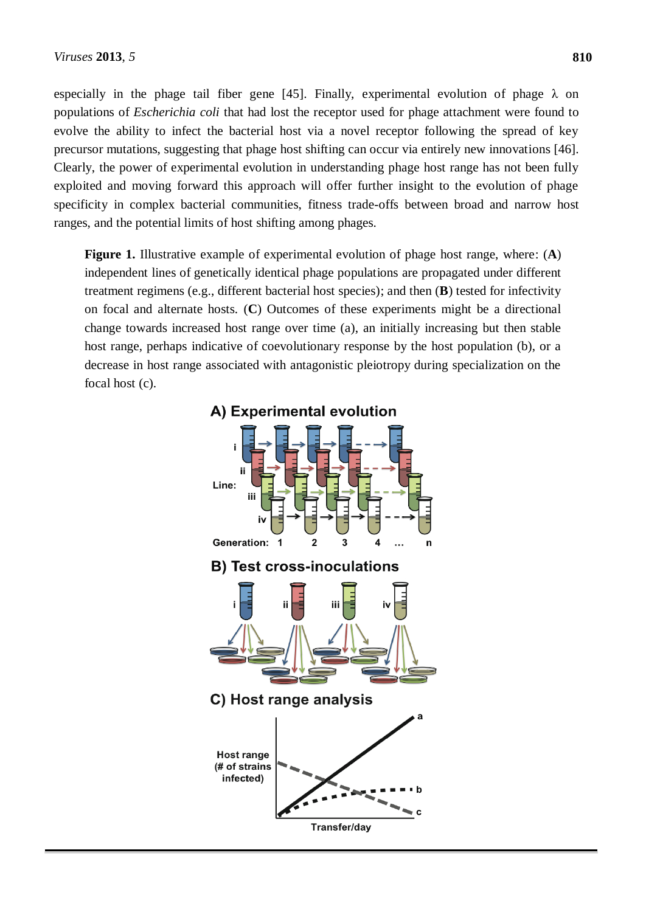especially in the phage tail fiber gene [45]. Finally, experimental evolution of phage λ on populations of *Escherichia coli* that had lost the receptor used for phage attachment were found to evolve the ability to infect the bacterial host via a novel receptor following the spread of key precursor mutations, suggesting that phage host shifting can occur via entirely new innovations [46]. Clearly, the power of experimental evolution in understanding phage host range has not been fully exploited and moving forward this approach will offer further insight to the evolution of phage specificity in complex bacterial communities, fitness trade-offs between broad and narrow host ranges, and the potential limits of host shifting among phages.

**Figure 1.** Illustrative example of experimental evolution of phage host range, where: (**A**) independent lines of genetically identical phage populations are propagated under different treatment regimens (e.g., different bacterial host species); and then (**B**) tested for infectivity on focal and alternate hosts. (**C**) Outcomes of these experiments might be a directional change towards increased host range over time (a), an initially increasing but then stable host range, perhaps indicative of coevolutionary response by the host population (b), or a decrease in host range associated with antagonistic pleiotropy during specialization on the focal host (c).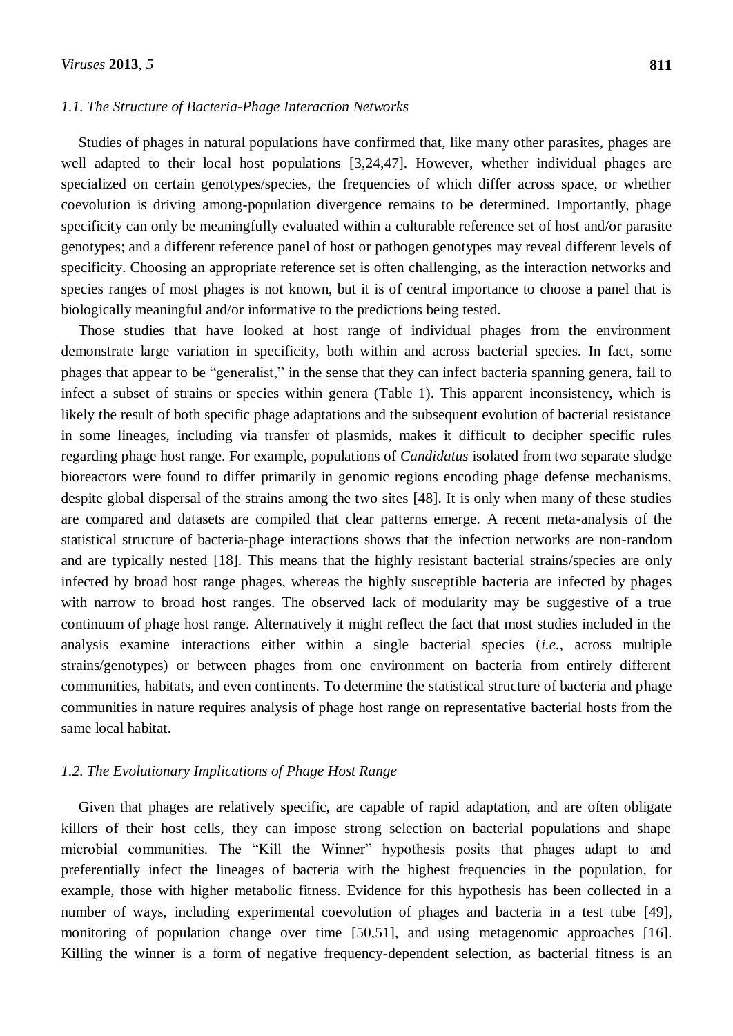### 1.1. The Structure of Bacteria-Phage Interaction Networks

Studies of phages in natural populations have confirmed that, like many other parasites, phages are well adapted to their local host populations [3,24,47]. However, whether individual phages are specialized on certain genotypes/species, the frequencies of which differ across space, or whether coevolution is driving among-population divergence remains to be determined. Importantly, phage specificity can only be meaningfully evaluated within a culturable reference set of host and/or parasite genotypes; and a different reference panel of host or pathogen genotypes may reveal different levels of specificity. Choosing an appropriate reference set is often challenging, as the interaction networks and species ranges of most phages is not known, but it is of central importance to choose a panel that is biologically meaningful and/or informative to the predictions being tested.

Those studies that have looked at host range of individual phages from the environment demonstrate large variation in specificity, both within and across bacterial species. In fact, some phages that appear to be "generalist," in the sense that they can infect bacteria spanning genera, fail to infect a subset of strains or species within genera (Table 1). This apparent inconsistency, which is likely the result of both specific phage adaptations and the subsequent evolution of bacterial resistance in some lineages, including via transfer of plasmids, makes it difficult to decipher specific rules regarding phage host range. For example, populations of *Candidatus* isolated from two separate sludge bioreactors were found to differ primarily in genomic regions encoding phage defense mechanisms, despite global dispersal of the strains among the two sites [48]. It is only when many of these studies are compared and datasets are compiled that clear patterns emerge. A recent meta-analysis of the statistical structure of bacteria-phage interactions shows that the infection networks are non-random and are typically nested [18]. This means that the highly resistant bacterial strains/species are only infected by broad host range phages, whereas the highly susceptible bacteria are infected by phages with narrow to broad host ranges. The observed lack of modularity may be suggestive of a true continuum of phage host range. Alternatively it might reflect the fact that most studies included in the analysis examine interactions either within a single bacterial species (*i.e.*, across multiple strains/genotypes) or between phages from one environment on bacteria from entirely different communities, habitats, and even continents. To determine the statistical structure of bacteria and phage communities in nature requires analysis of phage host range on representative bacterial hosts from the same local habitat.

### 1.2. The Evolutionary Implications of Phage Host Range

Given that phages are relatively specific, are capable of rapid adaptation, and are often obligate killers of their host cells, they can impose strong selection on bacterial populations and shape microbial communities. The "Kill the Winner" hypothesis posits that phages adapt to and preferentially infect the lineages of bacteria with the highest frequencies in the population, for example, those with higher metabolic fitness. Evidence for this hypothesis has been collected in a number of ways, including experimental coevolution of phages and bacteria in a test tube [49], monitoring of population change over time [50,51], and using metagenomic approaches [16]. Killing the winner is a form of negative frequency-dependent selection, as bacterial fitness is an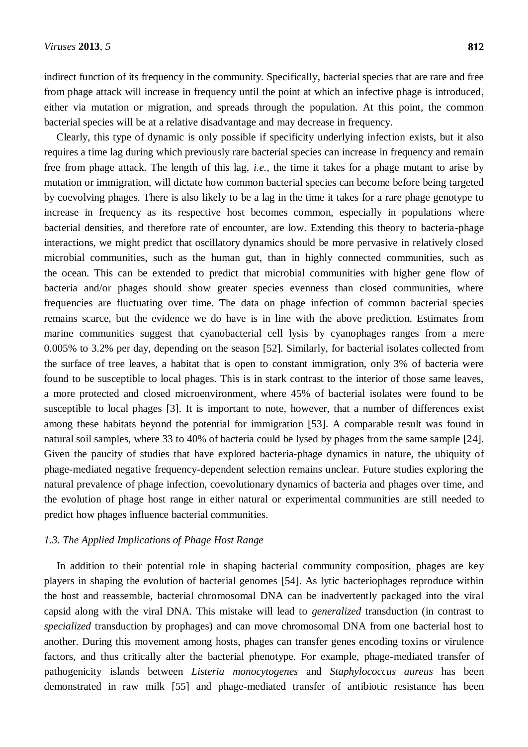indirect function of its frequency in the community. Specifically, bacterial species that are rare and free from phage attack will increase in frequency until the point at which an infective phage is introduced, either via mutation or migration, and spreads through the population. At this point, the common bacterial species will be at a relative disadvantage and may decrease in frequency.

Clearly, this type of dynamic is only possible if specificity underlying infection exists, but it also requires a time lag during which previously rare bacterial species can increase in frequency and remain free from phage attack. The length of this lag, *i.e.*, the time it takes for a phage mutant to arise by mutation or immigration, will dictate how common bacterial species can become before being targeted by coevolving phages. There is also likely to be a lag in the time it takes for a rare phage genotype to increase in frequency as its respective host becomes common, especially in populations where bacterial densities, and therefore rate of encounter, are low. Extending this theory to bacteria-phage interactions, we might predict that oscillatory dynamics should be more pervasive in relatively closed microbial communities, such as the human gut, than in highly connected communities, such as the ocean. This can be extended to predict that microbial communities with higher gene flow of bacteria and/or phages should show greater species evenness than closed communities, where frequencies are fluctuating over time. The data on phage infection of common bacterial species remains scarce, but the evidence we do have is in line with the above prediction. Estimates from marine communities suggest that cyanobacterial cell lysis by cyanophages ranges from a mere 0.005% to 3.2% per day, depending on the season [52]. Similarly, for bacterial isolates collected from the surface of tree leaves, a habitat that is open to constant immigration, only 3% of bacteria were found to be susceptible to local phages. This is in stark contrast to the interior of those same leaves, a more protected and closed microenvironment, where 45% of bacterial isolates were found to be susceptible to local phages [3]. It is important to note, however, that a number of differences exist among these habitats beyond the potential for immigration [53]. A comparable result was found in natural soil samples, where 33 to 40% of bacteria could be lysed by phages from the same sample [24]. Given the paucity of studies that have explored bacteria-phage dynamics in nature, the ubiquity of phage-mediated negative frequency-dependent selection remains unclear. Future studies exploring the natural prevalence of phage infection, coevolutionary dynamics of bacteria and phages over time, and the evolution of phage host range in either natural or experimental communities are still needed to predict how phages influence bacterial communities.

### *1.3. The Applied Implications of Phage Host Range*

In addition to their potential role in shaping bacterial community composition, phages are key players in shaping the evolution of bacterial genomes [54]. As lytic bacteriophages reproduce within the host and reassemble, bacterial chromosomal DNA can be inadvertently packaged into the viral capsid along with the viral DNA. This mistake will lead to *generalized* transduction (in contrast to *specialized* transduction by prophages) and can move chromosomal DNA from one bacterial host to another. During this movement among hosts, phages can transfer genes encoding toxins or virulence factors, and thus critically alter the bacterial phenotype. For example, phage-mediated transfer of pathogenicity islands between *Listeria monocytogenes* and *Staphylococcus aureus* has been demonstrated in raw milk [55] and phage-mediated transfer of antibiotic resistance has been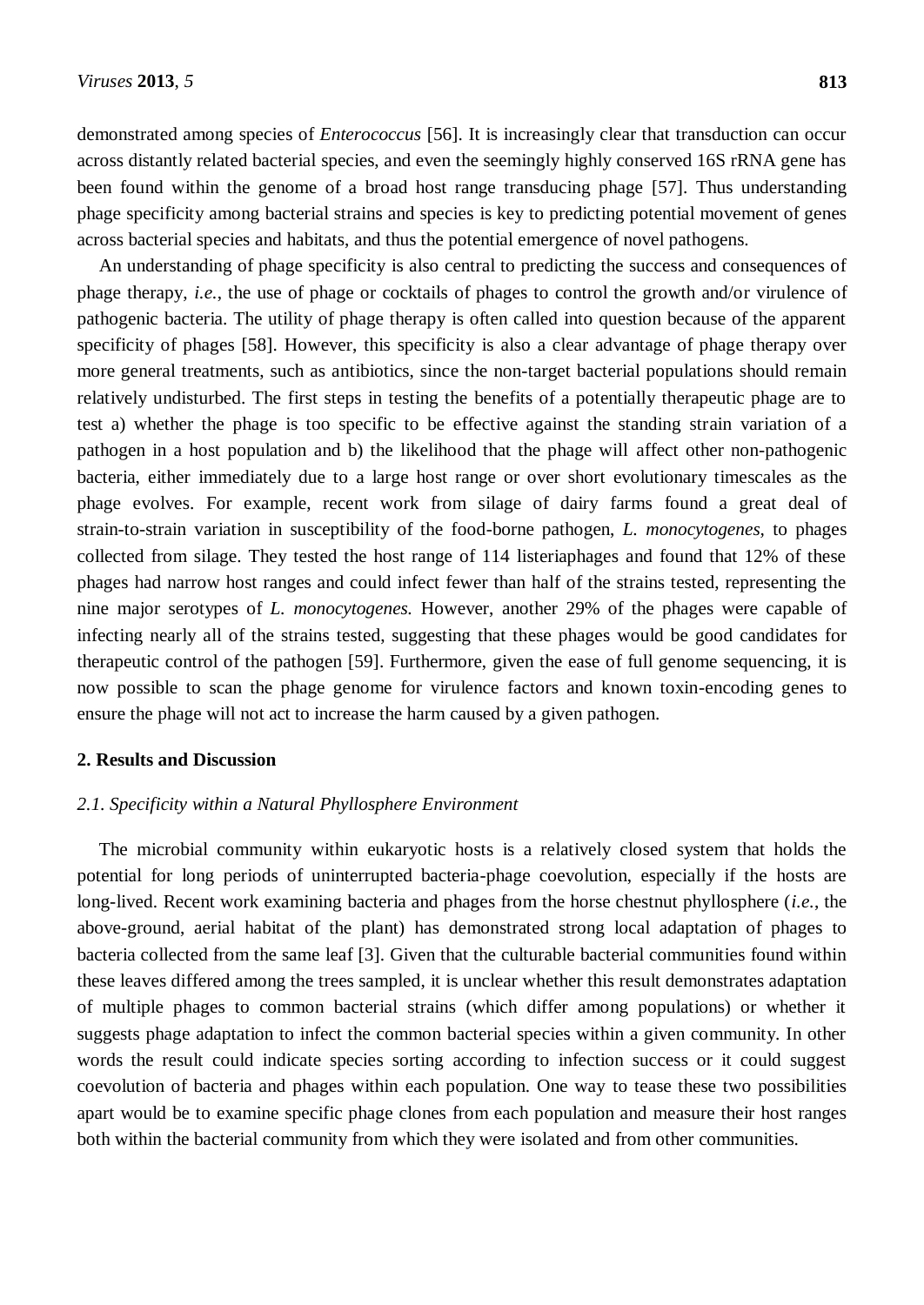demonstrated among species of *Enterococcus* [56]. It is increasingly clear that transduction can occur across distantly related bacterial species, and even the seemingly highly conserved 16S rRNA gene has been found within the genome of a broad host range transducing phage [57]. Thus understanding phage specificity among bacterial strains and species is key to predicting potential movement of genes across bacterial species and habitats, and thus the potential emergence of novel pathogens.

An understanding of phage specificity is also central to predicting the success and consequences of phage therapy, *i.e.*, the use of phage or cocktails of phages to control the growth and/or virulence of pathogenic bacteria. The utility of phage therapy is often called into question because of the apparent specificity of phages [58]. However, this specificity is also a clear advantage of phage therapy over more general treatments, such as antibiotics, since the non-target bacterial populations should remain relatively undisturbed. The first steps in testing the benefits of a potentially therapeutic phage are to test a) whether the phage is too specific to be effective against the standing strain variation of a pathogen in a host population and b) the likelihood that the phage will affect other non-pathogenic bacteria, either immediately due to a large host range or over short evolutionary timescales as the phage evolves. For example, recent work from silage of dairy farms found a great deal of strain-to-strain variation in susceptibility of the food-borne pathogen, *L. monocytogenes*, to phages collected from silage. They tested the host range of 114 listeriaphages and found that 12% of these phages had narrow host ranges and could infect fewer than half of the strains tested, representing the nine major serotypes of *L. monocytogenes.* However, another 29% of the phages were capable of infecting nearly all of the strains tested, suggesting that these phages would be good candidates for therapeutic control of the pathogen [59]. Furthermore, given the ease of full genome sequencing, it is now possible to scan the phage genome for virulence factors and known toxin-encoding genes to ensure the phage will not act to increase the harm caused by a given pathogen.

## 2. Results and Discussion

### *2.1. Specificity within a Natural Phyllosphere Environment*

The microbial community within eukaryotic hosts is a relatively closed system that holds the potential for long periods of uninterrupted bacteria-phage coevolution, especially if the hosts are long-lived. Recent work examining bacteria and phages from the horse chestnut phyllosphere (*i.e.*, the above-ground, aerial habitat of the plant) has demonstrated strong local adaptation of phages to bacteria collected from the same leaf [3]. Given that the culturable bacterial communities found within these leaves differed among the trees sampled, it is unclear whether this result demonstrates adaptation of multiple phages to common bacterial strains (which differ among populations) or whether it suggests phage adaptation to infect the common bacterial species within a given community. In other words the result could indicate species sorting according to infection success or it could suggest coevolution of bacteria and phages within each population. One way to tease these two possibilities apart would be to examine specific phage clones from each population and measure their host ranges both within the bacterial community from which they were isolated and from other communities.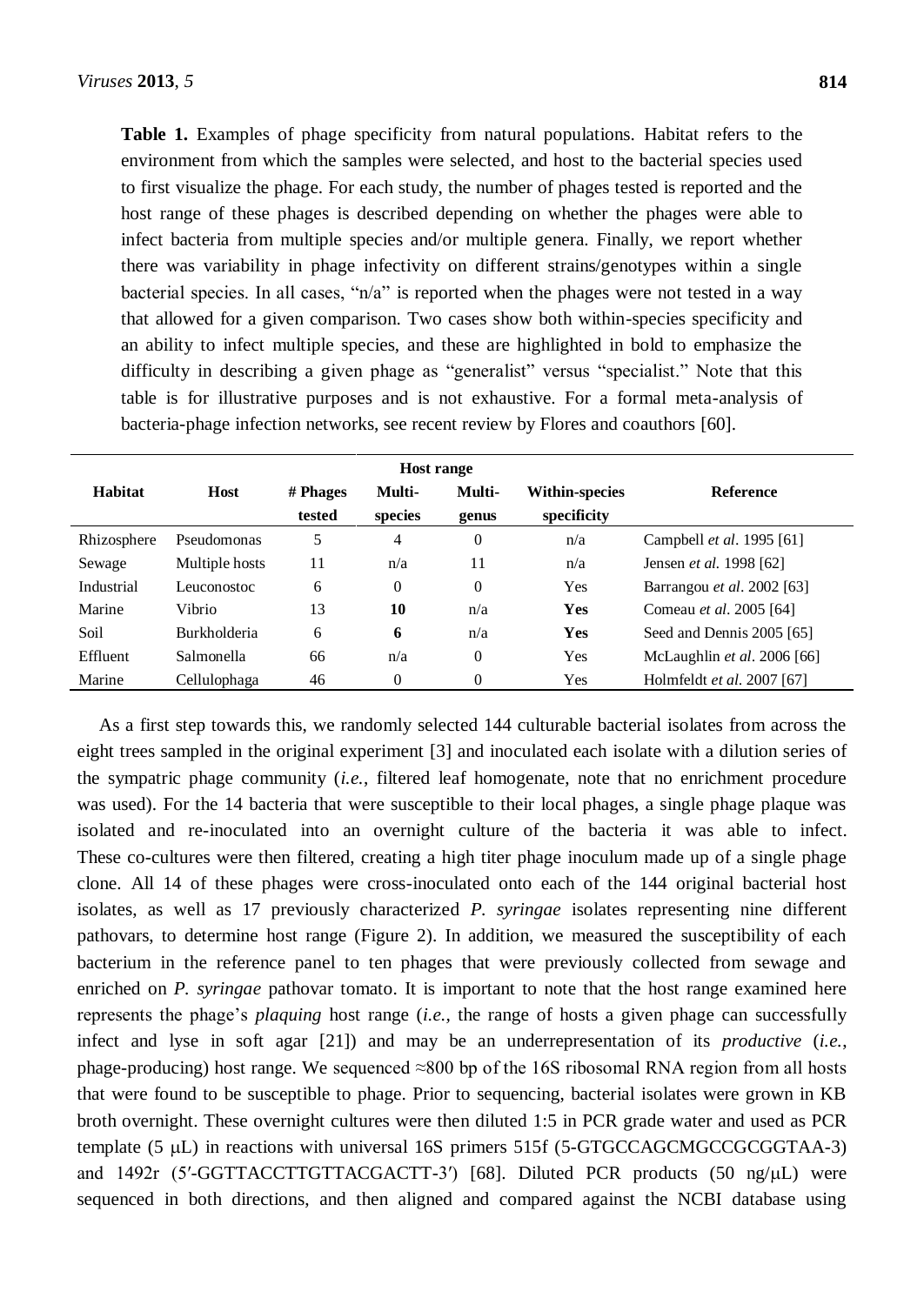**Table 1.** Examples of phage specificity from natural populations. Habitat refers to the environment from which the samples were selected, and host to the bacterial species used to first visualize the phage. For each study, the number of phages tested is reported and the host range of these phages is described depending on whether the phages were able to infect bacteria from multiple species and/or multiple genera. Finally, we report whether there was variability in phage infectivity on different strains/genotypes within a single bacterial species. In all cases, "n/a" is reported when the phages were not tested in a way that allowed for a given comparison. Two cases show both within-species specificity and an ability to infect multiple species, and these are highlighted in bold to emphasize the difficulty in describing a given phage as "generalist" versus "specialist." Note that this table is for illustrative purposes and is not exhaustive. For a formal meta-analysis of bacteria-phage infection networks, see recent review by Flores and coauthors [60].

| Habitat | Host | # Phages tested | Host range | | | Reference |
|---|---|---|---|---|---|---|
| | | | Multi-species | Multi-genus | Within-species specificity | |
| Rhizosphere | Pseudomonas | 5 | 4 | 0 | n/a | Campbell *et al*. 1995 [61] |
| Sewage | Multiple hosts | 11 | n/a | 11 | n/a | Jensen *et al.* 1998 [62] |
| Industrial | Leuconostoc | 6 | 0 | 0 | Yes | Barrangou *et al*. 2002 [63] |
| Marine | Vibrio | 13 | **10** | n/a | **Yes** | Comeau *et al*. 2005 [64] |
| Soil | Burkholderia | 6 | **6** | n/a | **Yes** | Seed and Dennis 2005 [65] |
| Effluent | Salmonella | 66 | n/a | 0 | Yes | McLaughlin *et al*. 2006 [66] |
| Marine | Cellulophaga | 46 | 0 | 0 | Yes | Holmfeldt *et al*. 2007 [67] |

As a first step towards this, we randomly selected 144 culturable bacterial isolates from across the eight trees sampled in the original experiment [3] and inoculated each isolate with a dilution series of the sympatric phage community (*i.e.,* filtered leaf homogenate, note that no enrichment procedure was used). For the 14 bacteria that were susceptible to their local phages, a single phage plaque was isolated and re-inoculated into an overnight culture of the bacteria it was able to infect. These co-cultures were then filtered, creating a high titer phage inoculum made up of a single phage clone. All 14 of these phages were cross-inoculated onto each of the 144 original bacterial host isolates, as well as 17 previously characterized *P. syringae* isolates representing nine different pathovars, to determine host range (Figure 2). In addition, we measured the susceptibility of each bacterium in the reference panel to ten phages that were previously collected from sewage and enriched on *P. syringae* pathovar tomato. It is important to note that the host range examined here represents the phage's *plaquing* host range (*i.e.,* the range of hosts a given phage can successfully infect and lyse in soft agar [21]) and may be an underrepresentation of its *productive* (*i.e.*, phage-producing) host range. We sequenced ≈800 bp of the 16S ribosomal RNA region from all hosts that were found to be susceptible to phage. Prior to sequencing, bacterial isolates were grown in KB broth overnight. These overnight cultures were then diluted 1:5 in PCR grade water and used as PCR template (5 μL) in reactions with universal 16S primers 515f (5-GTGCCAGCMGCCGCGGTAA-3) and 1492r (5′-GGTTACCTTGTTACGACTT-3′) [68]. Diluted PCR products (50 ng/μL) were sequenced in both directions, and then aligned and compared against the NCBI database using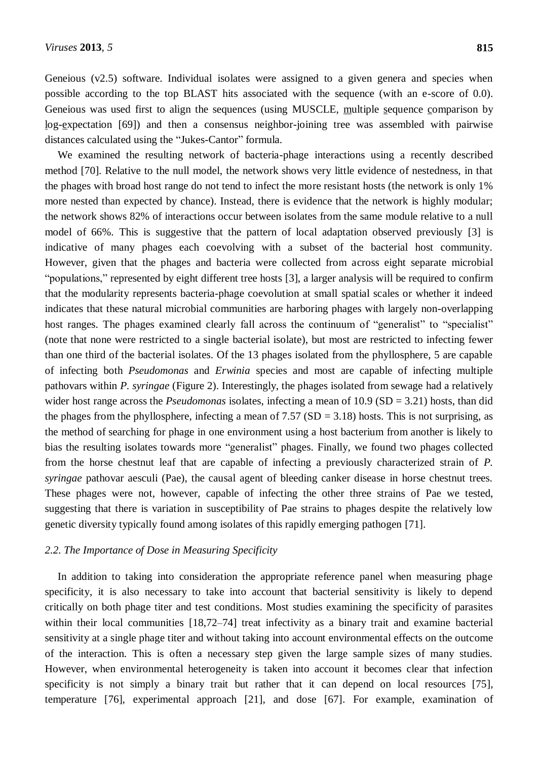Geneious (v2.5) software. Individual isolates were assigned to a given genera and species when possible according to the top BLAST hits associated with the sequence (with an e-score of 0.0). Geneious was used first to align the sequences (using MUSCLE, multiple sequence comparison by log-expectation [69]) and then a consensus neighbor-joining tree was assembled with pairwise distances calculated using the "Jukes-Cantor" formula.

We examined the resulting network of bacteria-phage interactions using a recently described method [70]. Relative to the null model, the network shows very little evidence of nestedness, in that the phages with broad host range do not tend to infect the more resistant hosts (the network is only 1% more nested than expected by chance). Instead, there is evidence that the network is highly modular; the network shows 82% of interactions occur between isolates from the same module relative to a null model of 66%. This is suggestive that the pattern of local adaptation observed previously [3] is indicative of many phages each coevolving with a subset of the bacterial host community. However, given that the phages and bacteria were collected from across eight separate microbial "populations," represented by eight different tree hosts [3], a larger analysis will be required to confirm that the modularity represents bacteria-phage coevolution at small spatial scales or whether it indeed indicates that these natural microbial communities are harboring phages with largely non-overlapping host ranges. The phages examined clearly fall across the continuum of "generalist" to "specialist" (note that none were restricted to a single bacterial isolate), but most are restricted to infecting fewer than one third of the bacterial isolates. Of the 13 phages isolated from the phyllosphere, 5 are capable of infecting both *Pseudomonas* and *Erwinia* species and most are capable of infecting multiple pathovars within *P. syringae* (Figure 2). Interestingly, the phages isolated from sewage had a relatively wider host range across the *Pseudomonas* isolates, infecting a mean of 10.9 (SD = 3.21) hosts, than did the phages from the phyllosphere, infecting a mean of 7.57 (SD = 3.18) hosts. This is not surprising, as the method of searching for phage in one environment using a host bacterium from another is likely to bias the resulting isolates towards more "generalist" phages. Finally, we found two phages collected from the horse chestnut leaf that are capable of infecting a previously characterized strain of *P. syringae* pathovar aesculi (Pae), the causal agent of bleeding canker disease in horse chestnut trees. These phages were not, however, capable of infecting the other three strains of Pae we tested, suggesting that there is variation in susceptibility of Pae strains to phages despite the relatively low genetic diversity typically found among isolates of this rapidly emerging pathogen [71].

### 2.2. The Importance of Dose in Measuring Specificity

In addition to taking into consideration the appropriate reference panel when measuring phage specificity, it is also necessary to take into account that bacterial sensitivity is likely to depend critically on both phage titer and test conditions. Most studies examining the specificity of parasites within their local communities [18,72–74] treat infectivity as a binary trait and examine bacterial sensitivity at a single phage titer and without taking into account environmental effects on the outcome of the interaction. This is often a necessary step given the large sample sizes of many studies. However, when environmental heterogeneity is taken into account it becomes clear that infection specificity is not simply a binary trait but rather that it can depend on local resources [75], temperature [76], experimental approach [21], and dose [67]. For example, examination of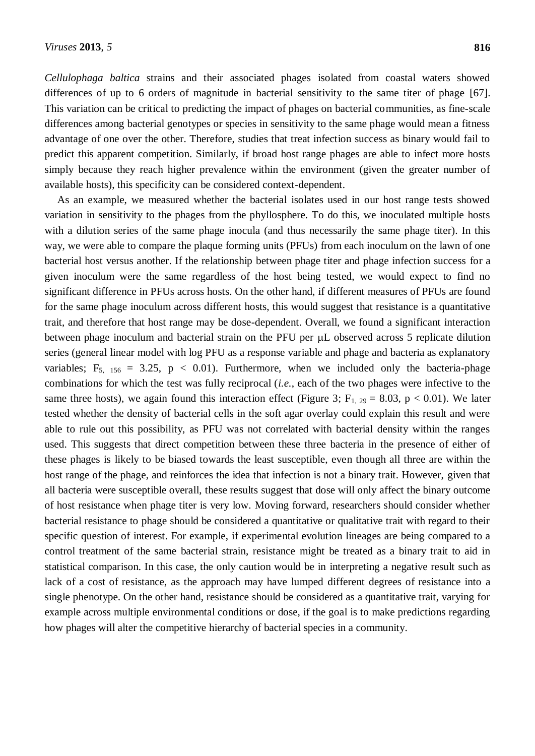*Cellulophaga baltica* strains and their associated phages isolated from coastal waters showed differences of up to 6 orders of magnitude in bacterial sensitivity to the same titer of phage [67]. This variation can be critical to predicting the impact of phages on bacterial communities, as fine-scale differences among bacterial genotypes or species in sensitivity to the same phage would mean a fitness advantage of one over the other. Therefore, studies that treat infection success as binary would fail to predict this apparent competition. Similarly, if broad host range phages are able to infect more hosts simply because they reach higher prevalence within the environment (given the greater number of available hosts), this specificity can be considered context-dependent.

As an example, we measured whether the bacterial isolates used in our host range tests showed variation in sensitivity to the phages from the phyllosphere. To do this, we inoculated multiple hosts with a dilution series of the same phage inocula (and thus necessarily the same phage titer). In this way, we were able to compare the plaque forming units (PFUs) from each inoculum on the lawn of one bacterial host versus another. If the relationship between phage titer and phage infection success for a given inoculum were the same regardless of the host being tested, we would expect to find no significant difference in PFUs across hosts. On the other hand, if different measures of PFUs are found for the same phage inoculum across different hosts, this would suggest that resistance is a quantitative trait, and therefore that host range may be dose-dependent. Overall, we found a significant interaction between phage inoculum and bacterial strain on the PFU per μL observed across 5 replicate dilution series (general linear model with log PFU as a response variable and phage and bacteria as explanatory variables; $F_{5, 156} = 3.25$, $p < 0.01$). Furthermore, when we included only the bacteria-phage combinations for which the test was fully reciprocal (*i.e.*, each of the two phages were infective to the same three hosts), we again found this interaction effect (Figure 3; $F_{1, 29} = 8.03$, $p < 0.01$). We later tested whether the density of bacterial cells in the soft agar overlay could explain this result and were able to rule out this possibility, as PFU was not correlated with bacterial density within the ranges used. This suggests that direct competition between these three bacteria in the presence of either of these phages is likely to be biased towards the least susceptible, even though all three are within the host range of the phage, and reinforces the idea that infection is not a binary trait. However, given that all bacteria were susceptible overall, these results suggest that dose will only affect the binary outcome of host resistance when phage titer is very low. Moving forward, researchers should consider whether bacterial resistance to phage should be considered a quantitative or qualitative trait with regard to their specific question of interest. For example, if experimental evolution lineages are being compared to a control treatment of the same bacterial strain, resistance might be treated as a binary trait to aid in statistical comparison. In this case, the only caution would be in interpreting a negative result such as lack of a cost of resistance, as the approach may have lumped different degrees of resistance into a single phenotype. On the other hand, resistance should be considered as a quantitative trait, varying for example across multiple environmental conditions or dose, if the goal is to make predictions regarding how phages will alter the competitive hierarchy of bacterial species in a community.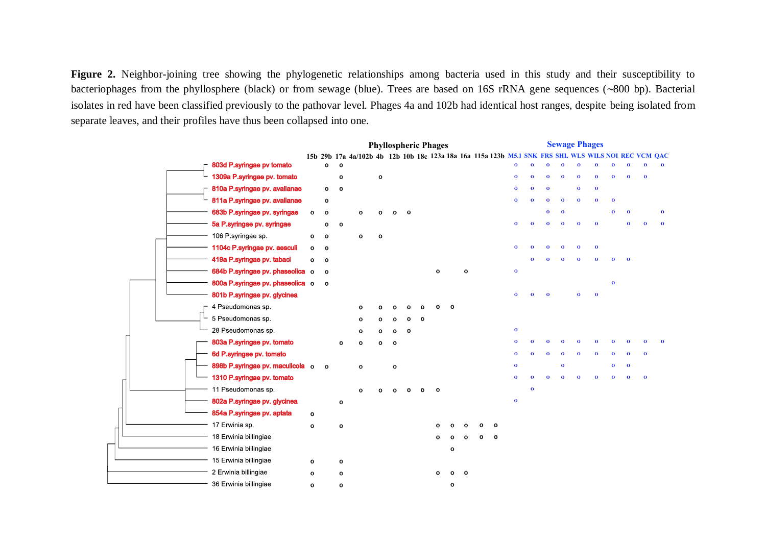**Figure 2.** Neighbor-joining tree showing the phylogenetic relationships among bacteria used in this study and their susceptibility to bacteriophages from the phyllosphere (black) or from sewage (blue). Trees are based on 16S rRNA gene sequences (~800 bp). Bacterial isolates in red have been classified previously to the pathovar level. Phages 4a and 102b had identical host ranges, despite being isolated from separate leaves, and their profiles have thus been collapsed into one.

| | Phyllospheric Phages | | | | | | | | | | | | | Sewage Phages | | | | | | | | | |
|---|---|---|---|---|---|---|---|---|---|---|---|---|---|---|---|---|---|---|---|---|---|---|---|
| | 15b | 29b | 17a | 4a/102b | 4b | 12b | 10b | 18c | 123a | 18a | 16a | 115a | 123b | M5.1 | SNK | FRS | SHL | WLS | WILS | NOI | REC | VCM | QAC |
| 803d P.syringae pv tomato | | o | o | | | | | | | | | | | o | o | o | o | o | o | o | o | o | o |
| 1309a P.syringae pv. tomato | | | o | | o | | | | | | | | | o | o | o | o | o | o | o | o | o | |
| 810a P.syringae pv. avallanae | | o | o | | | | | | | | | | | o | o | o | | o | o | | | | |
| 811a P.syringae pv. avallanae | | o | | | | | | | | | | | | o | o | o | o | o | o | o | | | |
| 683b P.syringae pv. syringae | o | o | | o | o | o | o | | | | | | | | | o | o | | | o | o | | o |
| 5a P.syringae pv. syringae | | o | o | | | | | | | | | | | o | o | o | o | o | o | | o | o | o |
| 106 P.syringae sp. | o | o | | o | o | | | | | | | | | | | | | | | | | | |
| 1104c P.syringae pv. aesculi | o | o | | | | | | | | | | | | o | o | o | o | o | o | | | | |
| 419a P.syringae pv. tabaci | o | o | | | | | | | | | | | | | o | o | o | o | o | o | o | | |
| 684b P.syringae pv. phaseolica | o | o | | | | | | | o | | o | | | o | | | | | | | | | |
| 800a P.syringae pv. phaseolica | o | o | | | | | | | | | | | | | | | | | | o | | | |
| 801b P.syringae pv. glycinea | | | | | | | | | | | | | | o | o | o | | o | o | | | | |
| 4 Pseudomonas sp. | | | | o | o | o | o | o | o | o | | | | | | | | | | | | | |
| 5 Pseudomonas sp. | | | | o | o | o | o | o | | | | | | | | | | | | | | | |
| 28 Pseudomonas sp. | | | | o | o | o | o | | | | | | | o | | | | | | | | | |
| 803a P.syringae pv. tomato | | | o | o | o | o | | | | | | | | o | o | o | o | o | o | o | o | o | o |
| 6d P.syringae pv. tomato | | | | | | | | | | | | | | o | o | o | o | o | o | o | o | o | |
| 898b P.syringae pv. maculicola | o | o | | o | | o | | | | | | | | o | | | o | | | o | o | | |
| 1310 P.syringae pv. tomato | | | | | | | | | | | | | | o | o | o | o | o | o | o | o | o | |
| 11 Pseudomonas sp. | | | | o | o | o | o | o | o | | | | | | o | | | | | | | | |
| 802a P.syringae pv. glycinea | | | o | | | | | | | | | | | o | | | | | | | | | |
| 854a P.syringae pv. aptata | o | | | | | | | | | | | | | | | | | | | | | | |
| 17 Erwinia sp. | o | | o | | | | | | o | o | o | o | o | | | | | | | | | | |
| 18 Erwinia billingiae | | | | | | | | | o | o | o | o | o | | | | | | | | | | |
| 16 Erwinia billingiae | | | | | | | | | | o | | | | | | | | | | | | | |
| 15 Erwinia billingiae | o | | o | | | | | | | | | | | | | | | | | | | | |
| 2 Erwinia billingiae | o | | o | | | | | | o | o | o | | | | | | | | | | | | |
| 36 Erwinia billingiae | o | | o | | | | | | | o | | | | | | | | | | | | | |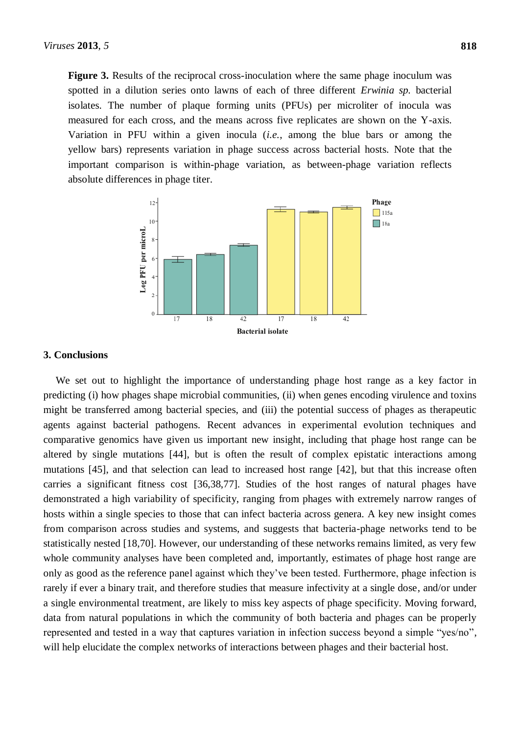**Figure 3.** Results of the reciprocal cross-inoculation where the same phage inoculum was spotted in a dilution series onto lawns of each of three different *Erwinia sp.* bacterial isolates. The number of plaque forming units (PFUs) per microliter of inocula was measured for each cross, and the means across five replicates are shown on the Y-axis. Variation in PFU within a given inocula (*i.e.*, among the blue bars or among the yellow bars) represents variation in phage success across bacterial hosts. Note that the important comparison is within-phage variation, as between-phage variation reflects absolute differences in phage titer.

## 3. Conclusions

We set out to highlight the importance of understanding phage host range as a key factor in predicting (i) how phages shape microbial communities, (ii) when genes encoding virulence and toxins might be transferred among bacterial species, and (iii) the potential success of phages as therapeutic agents against bacterial pathogens. Recent advances in experimental evolution techniques and comparative genomics have given us important new insight, including that phage host range can be altered by single mutations [44], but is often the result of complex epistatic interactions among mutations [45], and that selection can lead to increased host range [42], but that this increase often carries a significant fitness cost [36,38,77]. Studies of the host ranges of natural phages have demonstrated a high variability of specificity, ranging from phages with extremely narrow ranges of hosts within a single species to those that can infect bacteria across genera. A key new insight comes from comparison across studies and systems, and suggests that bacteria-phage networks tend to be statistically nested [18,70]. However, our understanding of these networks remains limited, as very few whole community analyses have been completed and, importantly, estimates of phage host range are only as good as the reference panel against which they've been tested. Furthermore, phage infection is rarely if ever a binary trait, and therefore studies that measure infectivity at a single dose, and/or under a single environmental treatment, are likely to miss key aspects of phage specificity. Moving forward, data from natural populations in which the community of both bacteria and phages can be properly represented and tested in a way that captures variation in infection success beyond a simple "yes/no", will help elucidate the complex networks of interactions between phages and their bacterial host.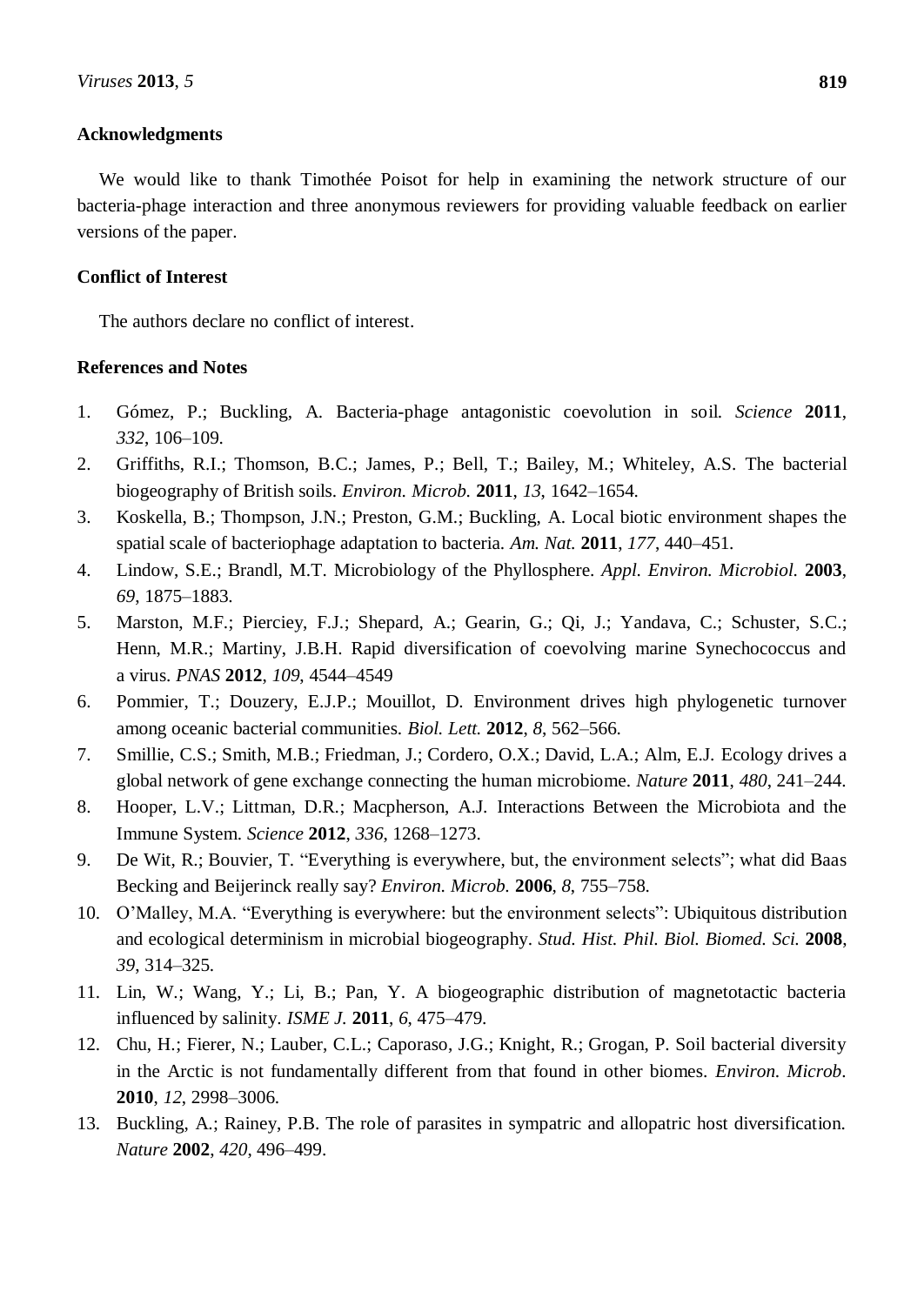## Acknowledgments

We would like to thank Timothée Poisot for help in examining the network structure of our bacteria-phage interaction and three anonymous reviewers for providing valuable feedback on earlier versions of the paper.

## Conflict of Interest

The authors declare no conflict of interest.

## References and Notes

1. Gómez, P.; Buckling, A. Bacteria-phage antagonistic coevolution in soil. *Science* **2011**, *332*, 106–109.
2. Griffiths, R.I.; Thomson, B.C.; James, P.; Bell, T.; Bailey, M.; Whiteley, A.S. The bacterial biogeography of British soils. *Environ. Microb.* **2011**, *13*, 1642–1654.
3. Koskella, B.; Thompson, J.N.; Preston, G.M.; Buckling, A. Local biotic environment shapes the spatial scale of bacteriophage adaptation to bacteria. *Am. Nat.* **2011**, *177*, 440–451.
4. Lindow, S.E.; Brandl, M.T. Microbiology of the Phyllosphere. *Appl. Environ. Microbiol.* **2003**, *69*, 1875–1883.
5. Marston, M.F.; Pierciey, F.J.; Shepard, A.; Gearin, G.; Qi, J.; Yandava, C.; Schuster, S.C.; Henn, M.R.; Martiny, J.B.H. Rapid diversification of coevolving marine Synechococcus and a virus. *PNAS* **2012**, *109*, 4544–4549
6. Pommier, T.; Douzery, E.J.P.; Mouillot, D. Environment drives high phylogenetic turnover among oceanic bacterial communities. *Biol. Lett.* **2012**, *8*, 562–566.
7. Smillie, C.S.; Smith, M.B.; Friedman, J.; Cordero, O.X.; David, L.A.; Alm, E.J. Ecology drives a global network of gene exchange connecting the human microbiome. *Nature* **2011**, *480*, 241–244.
8. Hooper, L.V.; Littman, D.R.; Macpherson, A.J. Interactions Between the Microbiota and the Immune System. *Science* **2012**, *336*, 1268–1273.
9. De Wit, R.; Bouvier, T. "Everything is everywhere, but, the environment selects"; what did Baas Becking and Beijerinck really say? *Environ. Microb.* **2006**, *8*, 755–758.
10. O'Malley, M.A. "Everything is everywhere: but the environment selects": Ubiquitous distribution and ecological determinism in microbial biogeography. *Stud. Hist. Phil. Biol. Biomed. Sci.* **2008**, *39*, 314–325.
11. Lin, W.; Wang, Y.; Li, B.; Pan, Y. A biogeographic distribution of magnetotactic bacteria influenced by salinity. *ISME J.* **2011**, *6*, 475–479.
12. Chu, H.; Fierer, N.; Lauber, C.L.; Caporaso, J.G.; Knight, R.; Grogan, P. Soil bacterial diversity in the Arctic is not fundamentally different from that found in other biomes. *Environ. Microb.* **2010**, *12*, 2998–3006.
13. Buckling, A.; Rainey, P.B. The role of parasites in sympatric and allopatric host diversification. *Nature* **2002**, *420*, 496–499.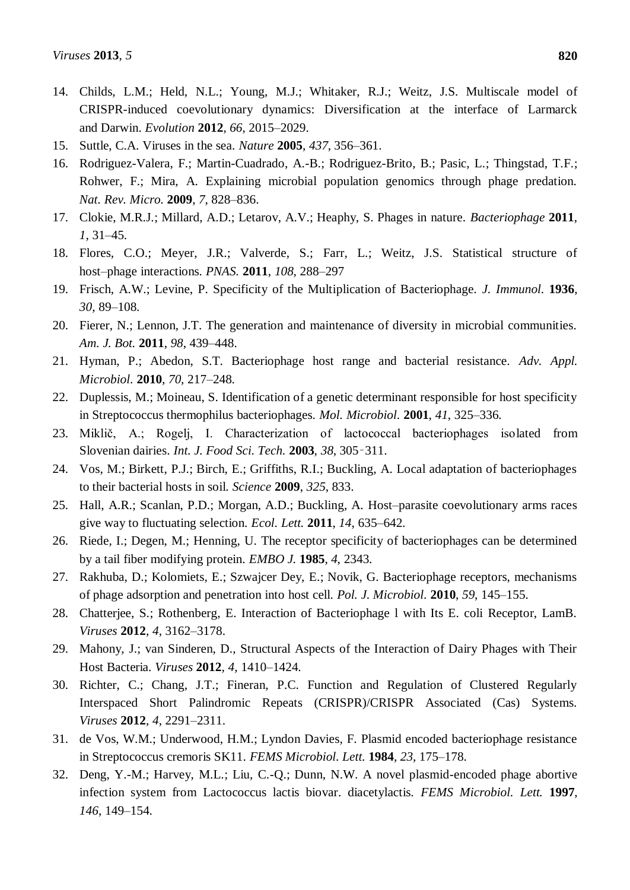14. Childs, L.M.; Held, N.L.; Young, M.J.; Whitaker, R.J.; Weitz, J.S. Multiscale model of CRISPR-induced coevolutionary dynamics: Diversification at the interface of Larmarck and Darwin. *Evolution* **2012**, *66*, 2015–2029.
15. Suttle, C.A. Viruses in the sea. *Nature* **2005**, *437*, 356–361.
16. Rodriguez-Valera, F.; Martin-Cuadrado, A.-B.; Rodriguez-Brito, B.; Pasic, L.; Thingstad, T.F.; Rohwer, F.; Mira, A. Explaining microbial population genomics through phage predation. *Nat. Rev. Micro.* **2009**, *7*, 828–836.
17. Clokie, M.R.J.; Millard, A.D.; Letarov, A.V.; Heaphy, S. Phages in nature. *Bacteriophage* **2011**, *1*, 31–45.
18. Flores, C.O.; Meyer, J.R.; Valverde, S.; Farr, L.; Weitz, J.S. Statistical structure of host–phage interactions. *PNAS.* **2011**, *108*, 288–297
19. Frisch, A.W.; Levine, P. Specificity of the Multiplication of Bacteriophage. *J. Immunol.* **1936**, *30*, 89–108.
20. Fierer, N.; Lennon, J.T. The generation and maintenance of diversity in microbial communities. *Am. J. Bot.* **2011**, *98*, 439–448.
21. Hyman, P.; Abedon, S.T. Bacteriophage host range and bacterial resistance. *Adv. Appl. Microbiol.* **2010**, *70*, 217–248.
22. Duplessis, M.; Moineau, S. Identification of a genetic determinant responsible for host specificity in Streptococcus thermophilus bacteriophages. *Mol. Microbiol.* **2001**, *41*, 325–336.
23. Miklič, A.; Rogelj, I. Characterization of lactococcal bacteriophages isolated from Slovenian dairies. *Int. J. Food Sci. Tech.* **2003**, *38*, 305‑311.
24. Vos, M.; Birkett, P.J.; Birch, E.; Griffiths, R.I.; Buckling, A. Local adaptation of bacteriophages to their bacterial hosts in soil. *Science* **2009**, *325*, 833.
25. Hall, A.R.; Scanlan, P.D.; Morgan, A.D.; Buckling, A. Host–parasite coevolutionary arms races give way to fluctuating selection. *Ecol. Lett.* **2011**, *14*, 635–642.
26. Riede, I.; Degen, M.; Henning, U. The receptor specificity of bacteriophages can be determined by a tail fiber modifying protein. *EMBO J.* **1985**, *4*, 2343.
27. Rakhuba, D.; Kolomiets, E.; Szwajcer Dey, E.; Novik, G. Bacteriophage receptors, mechanisms of phage adsorption and penetration into host cell. *Pol. J. Microbiol.* **2010**, *59*, 145–155.
28. Chatterjee, S.; Rothenberg, E. Interaction of Bacteriophage l with Its E. coli Receptor, LamB. *Viruses* **2012**, *4*, 3162–3178.
29. Mahony, J.; van Sinderen, D., Structural Aspects of the Interaction of Dairy Phages with Their Host Bacteria. *Viruses* **2012**, *4*, 1410–1424.
30. Richter, C.; Chang, J.T.; Fineran, P.C. Function and Regulation of Clustered Regularly Interspaced Short Palindromic Repeats (CRISPR)/CRISPR Associated (Cas) Systems. *Viruses* **2012**, *4*, 2291–2311.
31. de Vos, W.M.; Underwood, H.M.; Lyndon Davies, F. Plasmid encoded bacteriophage resistance in Streptococcus cremoris SK11. *FEMS Microbiol. Lett.* **1984**, *23*, 175–178.
32. Deng, Y.-M.; Harvey, M.L.; Liu, C.-Q.; Dunn, N.W. A novel plasmid-encoded phage abortive infection system from Lactococcus lactis biovar. diacetylactis. *FEMS Microbiol. Lett.* **1997**, *146*, 149–154.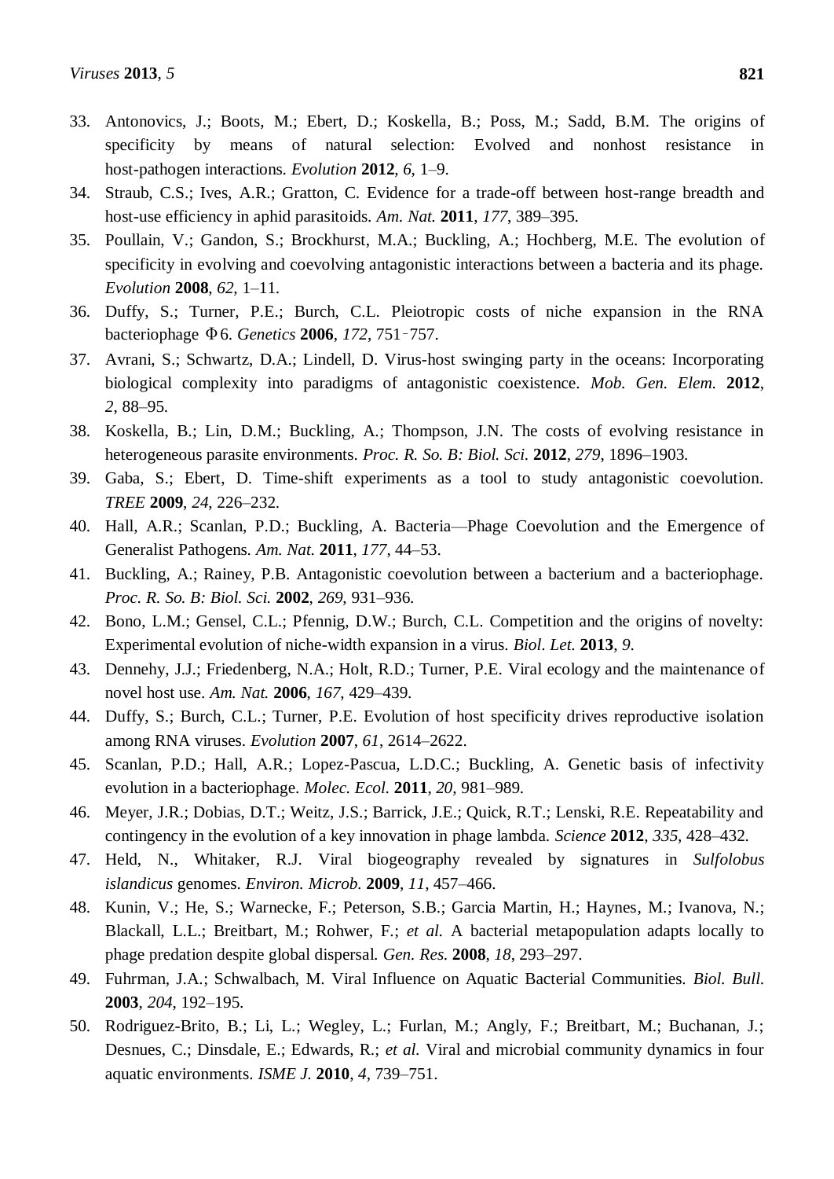33. Antonovics, J.; Boots, M.; Ebert, D.; Koskella, B.; Poss, M.; Sadd, B.M. The origins of specificity by means of natural selection: Evolved and nonhost resistance in host-pathogen interactions. *Evolution* **2012**, *6*, 1–9.
34. Straub, C.S.; Ives, A.R.; Gratton, C. Evidence for a trade-off between host-range breadth and host-use efficiency in aphid parasitoids. *Am. Nat.* **2011**, *177*, 389–395.
35. Poullain, V.; Gandon, S.; Brockhurst, M.A.; Buckling, A.; Hochberg, M.E. The evolution of specificity in evolving and coevolving antagonistic interactions between a bacteria and its phage. *Evolution* **2008**, *62*, 1–11.
36. Duffy, S.; Turner, P.E.; Burch, C.L. Pleiotropic costs of niche expansion in the RNA bacteriophage Φ6. *Genetics* **2006**, *172*, 751–757.
37. Avrani, S.; Schwartz, D.A.; Lindell, D. Virus-host swinging party in the oceans: Incorporating biological complexity into paradigms of antagonistic coexistence. *Mob. Gen. Elem.* **2012**, *2*, 88–95.
38. Koskella, B.; Lin, D.M.; Buckling, A.; Thompson, J.N. The costs of evolving resistance in heterogeneous parasite environments. *Proc. R. So. B: Biol. Sci.* **2012**, *279*, 1896–1903.
39. Gaba, S.; Ebert, D. Time-shift experiments as a tool to study antagonistic coevolution. *TREE* **2009**, *24*, 226–232.
40. Hall, A.R.; Scanlan, P.D.; Buckling, A. Bacteria—Phage Coevolution and the Emergence of Generalist Pathogens. *Am. Nat.* **2011**, *177*, 44–53.
41. Buckling, A.; Rainey, P.B. Antagonistic coevolution between a bacterium and a bacteriophage. *Proc. R. So. B: Biol. Sci.* **2002**, *269*, 931–936.
42. Bono, L.M.; Gensel, C.L.; Pfennig, D.W.; Burch, C.L. Competition and the origins of novelty: Experimental evolution of niche-width expansion in a virus. *Biol. Let.* **2013**, *9*.
43. Dennehy, J.J.; Friedenberg, N.A.; Holt, R.D.; Turner, P.E. Viral ecology and the maintenance of novel host use. *Am. Nat.* **2006**, *167*, 429–439.
44. Duffy, S.; Burch, C.L.; Turner, P.E. Evolution of host specificity drives reproductive isolation among RNA viruses. *Evolution* **2007**, *61*, 2614–2622.
45. Scanlan, P.D.; Hall, A.R.; Lopez-Pascua, L.D.C.; Buckling, A. Genetic basis of infectivity evolution in a bacteriophage. *Molec. Ecol.* **2011**, *20*, 981–989.
46. Meyer, J.R.; Dobias, D.T.; Weitz, J.S.; Barrick, J.E.; Quick, R.T.; Lenski, R.E. Repeatability and contingency in the evolution of a key innovation in phage lambda. *Science* **2012**, *335*, 428–432.
47. Held, N., Whitaker, R.J. Viral biogeography revealed by signatures in *Sulfolobus islandicus* genomes. *Environ. Microb.* **2009**, *11*, 457–466.
48. Kunin, V.; He, S.; Warnecke, F.; Peterson, S.B.; Garcia Martin, H.; Haynes, M.; Ivanova, N.; Blackall, L.L.; Breitbart, M.; Rohwer, F.; *et al.* A bacterial metapopulation adapts locally to phage predation despite global dispersal. *Gen. Res.* **2008**, *18*, 293–297.
49. Fuhrman, J.A.; Schwalbach, M. Viral Influence on Aquatic Bacterial Communities. *Biol. Bull.* **2003**, *204*, 192–195.
50. Rodriguez-Brito, B.; Li, L.; Wegley, L.; Furlan, M.; Angly, F.; Breitbart, M.; Buchanan, J.; Desnues, C.; Dinsdale, E.; Edwards, R.; *et al.* Viral and microbial community dynamics in four aquatic environments. *ISME J.* **2010**, *4*, 739–751.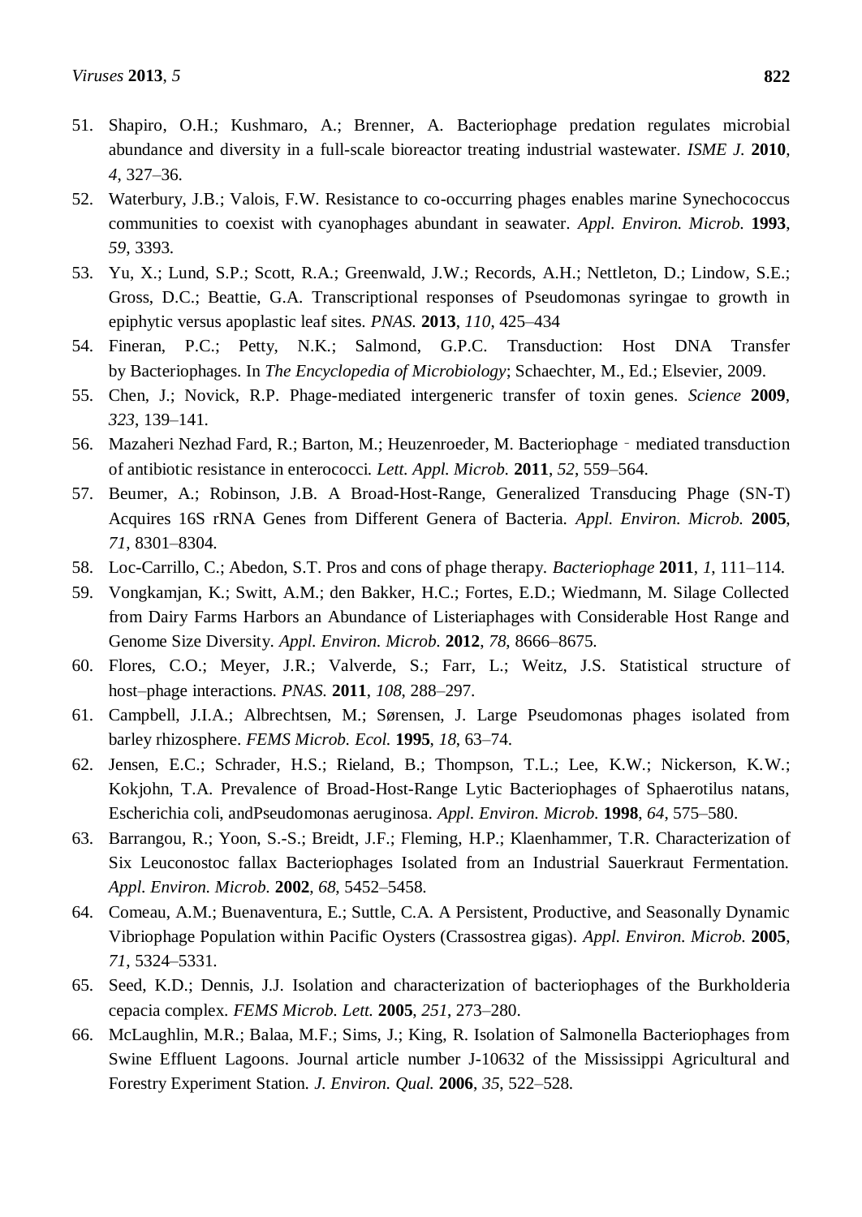51. Shapiro, O.H.; Kushmaro, A.; Brenner, A. Bacteriophage predation regulates microbial abundance and diversity in a full-scale bioreactor treating industrial wastewater. *ISME J.* **2010**, *4*, 327–36.
52. Waterbury, J.B.; Valois, F.W. Resistance to co-occurring phages enables marine Synechococcus communities to coexist with cyanophages abundant in seawater. *Appl. Environ. Microb.* **1993**, *59*, 3393.
53. Yu, X.; Lund, S.P.; Scott, R.A.; Greenwald, J.W.; Records, A.H.; Nettleton, D.; Lindow, S.E.; Gross, D.C.; Beattie, G.A. Transcriptional responses of Pseudomonas syringae to growth in epiphytic versus apoplastic leaf sites. *PNAS.* **2013**, *110*, 425–434
54. Fineran, P.C.; Petty, N.K.; Salmond, G.P.C. Transduction: Host DNA Transfer by Bacteriophages. In *The Encyclopedia of Microbiology*; Schaechter, M., Ed.; Elsevier, 2009.
55. Chen, J.; Novick, R.P. Phage-mediated intergeneric transfer of toxin genes. *Science* **2009**, *323*, 139–141.
56. Mazaheri Nezhad Fard, R.; Barton, M.; Heuzenroeder, M. Bacteriophage‐mediated transduction of antibiotic resistance in enterococci. *Lett. Appl. Microb.* **2011**, *52*, 559–564.
57. Beumer, A.; Robinson, J.B. A Broad-Host-Range, Generalized Transducing Phage (SN-T) Acquires 16S rRNA Genes from Different Genera of Bacteria. *Appl. Environ. Microb.* **2005**, *71*, 8301–8304.
58. Loc-Carrillo, C.; Abedon, S.T. Pros and cons of phage therapy. *Bacteriophage* **2011**, *1*, 111–114.
59. Vongkamjan, K.; Switt, A.M.; den Bakker, H.C.; Fortes, E.D.; Wiedmann, M. Silage Collected from Dairy Farms Harbors an Abundance of Listeriaphages with Considerable Host Range and Genome Size Diversity. *Appl. Environ. Microb.* **2012**, *78*, 8666–8675.
60. Flores, C.O.; Meyer, J.R.; Valverde, S.; Farr, L.; Weitz, J.S. Statistical structure of host–phage interactions. *PNAS.* **2011**, *108*, 288–297.
61. Campbell, J.I.A.; Albrechtsen, M.; Sørensen, J. Large Pseudomonas phages isolated from barley rhizosphere. *FEMS Microb. Ecol.* **1995**, *18*, 63–74.
62. Jensen, E.C.; Schrader, H.S.; Rieland, B.; Thompson, T.L.; Lee, K.W.; Nickerson, K.W.; Kokjohn, T.A. Prevalence of Broad-Host-Range Lytic Bacteriophages of Sphaerotilus natans, Escherichia coli, andPseudomonas aeruginosa. *Appl. Environ. Microb.* **1998**, *64*, 575–580.
63. Barrangou, R.; Yoon, S.-S.; Breidt, J.F.; Fleming, H.P.; Klaenhammer, T.R. Characterization of Six Leuconostoc fallax Bacteriophages Isolated from an Industrial Sauerkraut Fermentation. *Appl. Environ. Microb.* **2002**, *68*, 5452–5458.
64. Comeau, A.M.; Buenaventura, E.; Suttle, C.A. A Persistent, Productive, and Seasonally Dynamic Vibriophage Population within Pacific Oysters (Crassostrea gigas). *Appl. Environ. Microb.* **2005**, *71*, 5324–5331.
65. Seed, K.D.; Dennis, J.J. Isolation and characterization of bacteriophages of the Burkholderia cepacia complex. *FEMS Microb. Lett.* **2005**, *251*, 273–280.
66. McLaughlin, M.R.; Balaa, M.F.; Sims, J.; King, R. Isolation of Salmonella Bacteriophages from Swine Effluent Lagoons. Journal article number J-10632 of the Mississippi Agricultural and Forestry Experiment Station. *J. Environ. Qual.* **2006**, *35*, 522–528.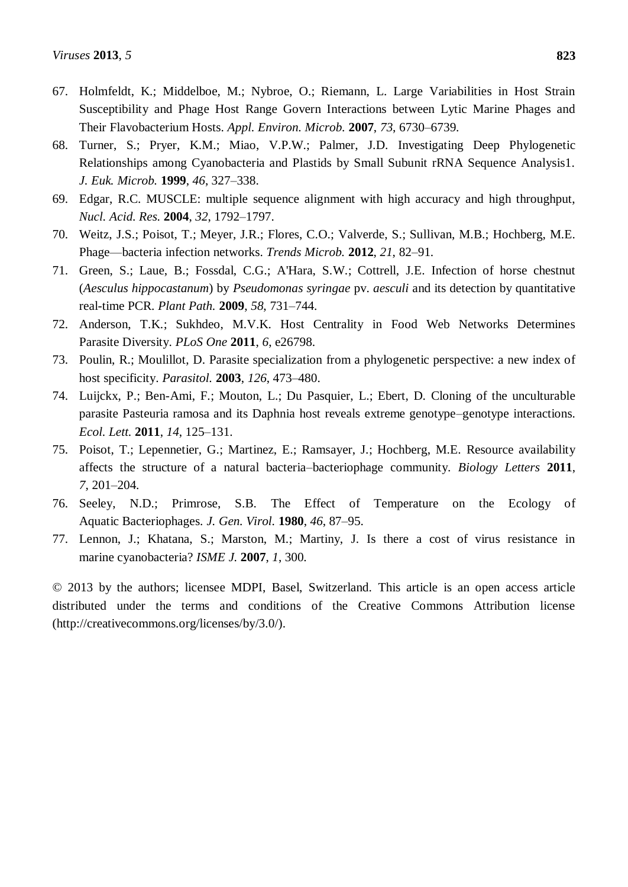67. Holmfeldt, K.; Middelboe, M.; Nybroe, O.; Riemann, L. Large Variabilities in Host Strain Susceptibility and Phage Host Range Govern Interactions between Lytic Marine Phages and Their Flavobacterium Hosts. *Appl. Environ. Microb.* **2007**, *73*, 6730–6739.
68. Turner, S.; Pryer, K.M.; Miao, V.P.W.; Palmer, J.D. Investigating Deep Phylogenetic Relationships among Cyanobacteria and Plastids by Small Subunit rRNA Sequence Analysis1. *J. Euk. Microb.* **1999**, *46*, 327–338.
69. Edgar, R.C. MUSCLE: multiple sequence alignment with high accuracy and high throughput, *Nucl. Acid. Res.* **2004**, *32*, 1792–1797.
70. Weitz, J.S.; Poisot, T.; Meyer, J.R.; Flores, C.O.; Valverde, S.; Sullivan, M.B.; Hochberg, M.E. Phage—bacteria infection networks. *Trends Microb.* **2012**, *21*, 82–91.
71. Green, S.; Laue, B.; Fossdal, C.G.; A'Hara, S.W.; Cottrell, J.E. Infection of horse chestnut (*Aesculus hippocastanum*) by *Pseudomonas syringae* pv. *aesculi* and its detection by quantitative real-time PCR. *Plant Path.* **2009**, *58*, 731–744.
72. Anderson, T.K.; Sukhdeo, M.V.K. Host Centrality in Food Web Networks Determines Parasite Diversity. *PLoS One* **2011**, *6*, e26798.
73. Poulin, R.; Moulillot, D. Parasite specialization from a phylogenetic perspective: a new index of host specificity. *Parasitol.* **2003**, *126*, 473–480.
74. Luijckx, P.; Ben-Ami, F.; Mouton, L.; Du Pasquier, L.; Ebert, D. Cloning of the unculturable parasite Pasteuria ramosa and its Daphnia host reveals extreme genotype–genotype interactions. *Ecol. Lett.* **2011**, *14*, 125–131.
75. Poisot, T.; Lepennetier, G.; Martinez, E.; Ramsayer, J.; Hochberg, M.E. Resource availability affects the structure of a natural bacteria–bacteriophage community. *Biology Letters* **2011**, *7*, 201–204.
76. Seeley, N.D.; Primrose, S.B. The Effect of Temperature on the Ecology of Aquatic Bacteriophages. *J. Gen. Virol.* **1980**, *46*, 87–95.
77. Lennon, J.; Khatana, S.; Marston, M.; Martiny, J. Is there a cost of virus resistance in marine cyanobacteria? *ISME J.* **2007**, *1*, 300.

© 2013 by the authors; licensee MDPI, Basel, Switzerland. This article is an open access article distributed under the terms and conditions of the Creative Commons Attribution license (http://creativecommons.org/licenses/by/3.0/).